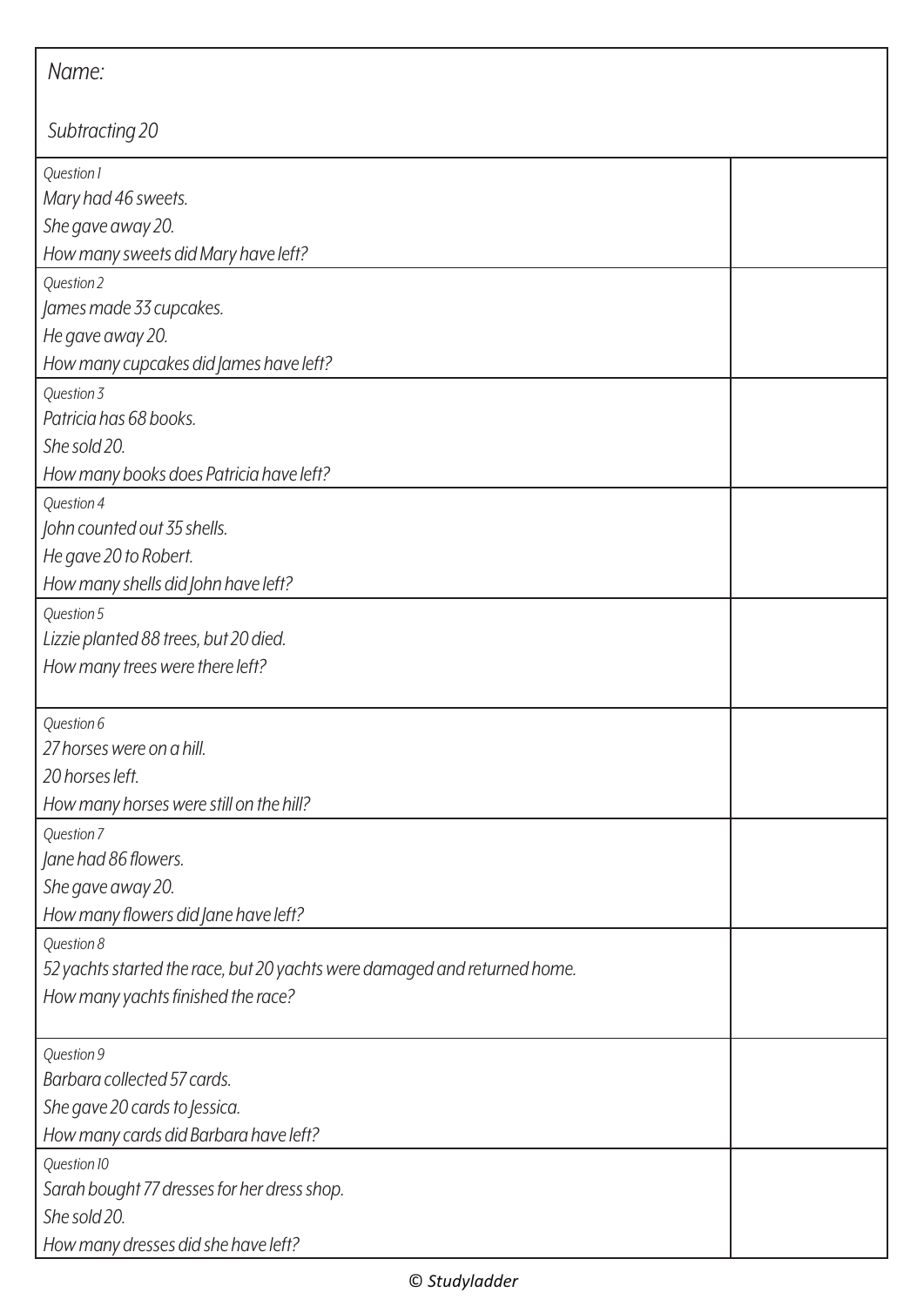*Name:*

*Subtracting 20*

| | |
|---|---|
| *Question 1*<br>*Mary had 46 sweets.*<br>*She gave away 20.*<br>*How many sweets did Mary have left?* | |
| *Question 2*<br>*James made 33 cupcakes.*<br>*He gave away 20.*<br>*How many cupcakes did James have left?* | |
| *Question 3*<br>*Patricia has 68 books.*<br>*She sold 20.*<br>*How many books does Patricia have left?* | |
| *Question 4*<br>*John counted out 35 shells.*<br>*He gave 20 to Robert.*<br>*How many shells did John have left?* | |
| *Question 5*<br>*Lizzie planted 88 trees, but 20 died.*<br>*How many trees were there left?* | |
| *Question 6*<br>*27 horses were on a hill.*<br>*20 horses left.*<br>*How many horses were still on the hill?* | |
| *Question 7*<br>*Jane had 86 flowers.*<br>*She gave away 20.*<br>*How many flowers did Jane have left?* | |
| *Question 8*<br>*52 yachts started the race, but 20 yachts were damaged and returned home.*<br>*How many yachts finished the race?* | |
| *Question 9*<br>*Barbara collected 57 cards.*<br>*She gave 20 cards to Jessica.*<br>*How many cards did Barbara have left?* | |
| *Question 10*<br>*Sarah bought 77 dresses for her dress shop.*<br>*She sold 20.*<br>*How many dresses did she have left?* | |

*© Studyladder*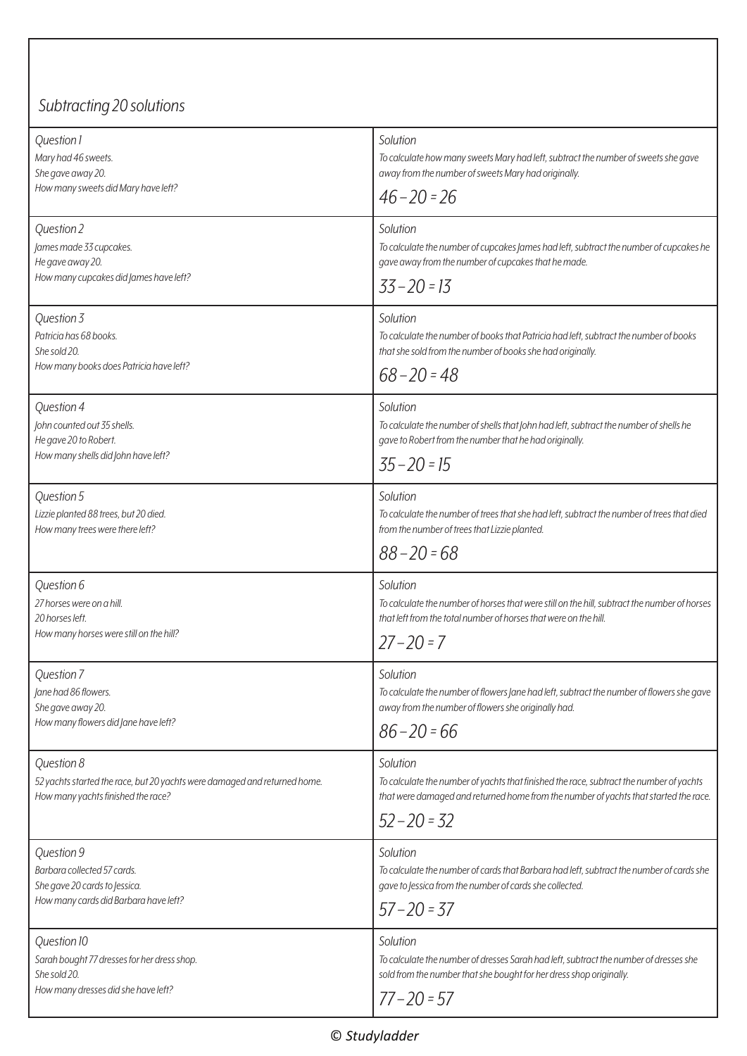## Subtracting 20 solutions

| | |
|---|---|
| Question 1<br>Mary had 46 sweets.<br>She gave away 20.<br>How many sweets did Mary have left? | Solution<br>To calculate how many sweets Mary had left, subtract the number of sweets she gave away from the number of sweets Mary had originally.<br>$46 - 20 = 26$ |
| Question 2<br>James made 33 cupcakes.<br>He gave away 20.<br>How many cupcakes did James have left? | Solution<br>To calculate the number of cupcakes James had left, subtract the number of cupcakes he gave away from the number of cupcakes that he made.<br>$33 - 20 = 13$ |
| Question 3<br>Patricia has 68 books.<br>She sold 20.<br>How many books does Patricia have left? | Solution<br>To calculate the number of books that Patricia had left, subtract the number of books that she sold from the number of books she had originally.<br>$68 - 20 = 48$ |
| Question 4<br>John counted out 35 shells.<br>He gave 20 to Robert.<br>How many shells did John have left? | Solution<br>To calculate the number of shells that John had left, subtract the number of shells he gave to Robert from the number that he had originally.<br>$35 - 20 = 15$ |
| Question 5<br>Lizzie planted 88 trees, but 20 died.<br>How many trees were there left? | Solution<br>To calculate the number of trees that she had left, subtract the number of trees that died from the number of trees that Lizzie planted.<br>$88 - 20 = 68$ |
| Question 6<br>27 horses were on a hill.<br>20 horses left.<br>How many horses were still on the hill? | Solution<br>To calculate the number of horses that were still on the hill, subtract the number of horses that left from the total number of horses that were on the hill.<br>$27 - 20 = 7$ |
| Question 7<br>Jane had 86 flowers.<br>She gave away 20.<br>How many flowers did Jane have left? | Solution<br>To calculate the number of flowers Jane had left, subtract the number of flowers she gave away from the number of flowers she originally had.<br>$86 - 20 = 66$ |
| Question 8<br>52 yachts started the race, but 20 yachts were damaged and returned home.<br>How many yachts finished the race? | Solution<br>To calculate the number of yachts that finished the race, subtract the number of yachts that were damaged and returned home from the number of yachts that started the race.<br>$52 - 20 = 32$ |
| Question 9<br>Barbara collected 57 cards.<br>She gave 20 cards to Jessica.<br>How many cards did Barbara have left? | Solution<br>To calculate the number of cards that Barbara had left, subtract the number of cards she gave to Jessica from the number of cards she collected.<br>$57 - 20 = 37$ |
| Question 10<br>Sarah bought 77 dresses for her dress shop.<br>She sold 20.<br>How many dresses did she have left? | Solution<br>To calculate the number of dresses Sarah had left, subtract the number of dresses she sold from the number that she bought for her dress shop originally.<br>$77 - 20 = 57$ |

© Studyladder